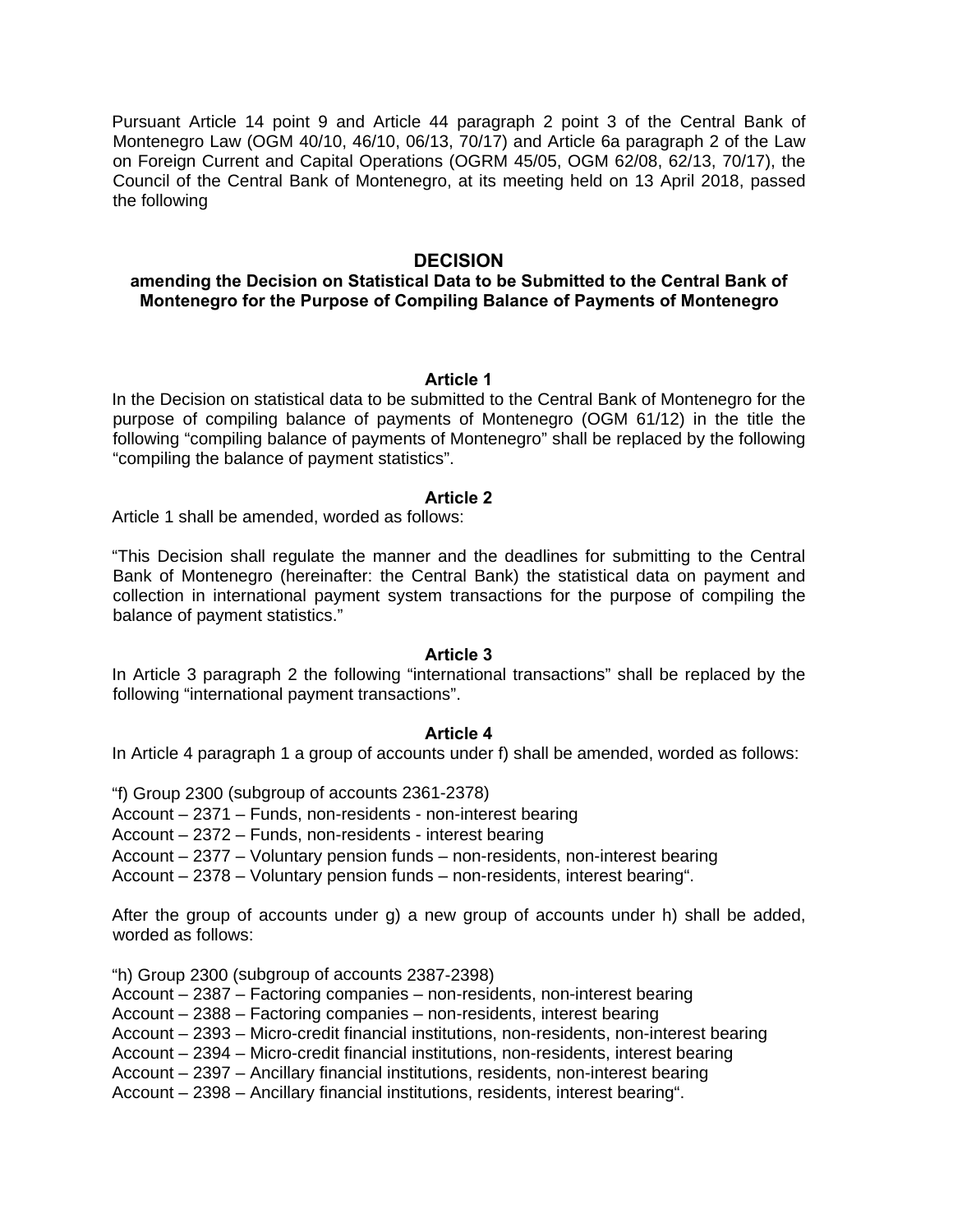Pursuant Article 14 point 9 and Article 44 paragraph 2 point 3 of the Central Bank of Montenegro Law (OGM 40/10, 46/10, 06/13, 70/17) and Article 6a paragraph 2 of the Law on Foreign Current and Capital Operations (OGRM 45/05, OGM 62/08, 62/13, 70/17), the Council of the Central Bank of Montenegro, at its meeting held on 13 April 2018, passed the following

# DECISION

## amending the Decision on Statistical Data to be Submitted to the Central Bank of Montenegro for the Purpose of Compiling Balance of Payments of Montenegro

### Article 1

In the Decision on statistical data to be submitted to the Central Bank of Montenegro for the purpose of compiling balance of payments of Montenegro (OGM 61/12) in the title the following “compiling balance of payments of Montenegro” shall be replaced by the following “compiling the balance of payment statistics”.

### Article 2

Article 1 shall be amended, worded as follows:

“This Decision shall regulate the manner and the deadlines for submitting to the Central Bank of Montenegro (hereinafter: the Central Bank) the statistical data on payment and collection in international payment system transactions for the purpose of compiling the balance of payment statistics.”

### Article 3

In Article 3 paragraph 2 the following “international transactions” shall be replaced by the following “international payment transactions”.

### Article 4

In Article 4 paragraph 1 a group of accounts under f) shall be amended, worded as follows:

“f) Group 2300 (subgroup of accounts 2361-2378)
Account – 2371 – Funds, non-residents - non-interest bearing
Account – 2372 – Funds, non-residents - interest bearing
Account – 2377 – Voluntary pension funds – non-residents, non-interest bearing
Account – 2378 – Voluntary pension funds – non-residents, interest bearing“.

After the group of accounts under g) a new group of accounts under h) shall be added, worded as follows:

“h) Group 2300 (subgroup of accounts 2387-2398)
Account – 2387 – Factoring companies – non-residents, non-interest bearing
Account – 2388 – Factoring companies – non-residents, interest bearing
Account – 2393 – Micro-credit financial institutions, non-residents, non-interest bearing
Account – 2394 – Micro-credit financial institutions, non-residents, interest bearing
Account – 2397 – Ancillary financial institutions, residents, non-interest bearing
Account – 2398 – Ancillary financial institutions, residents, interest bearing“.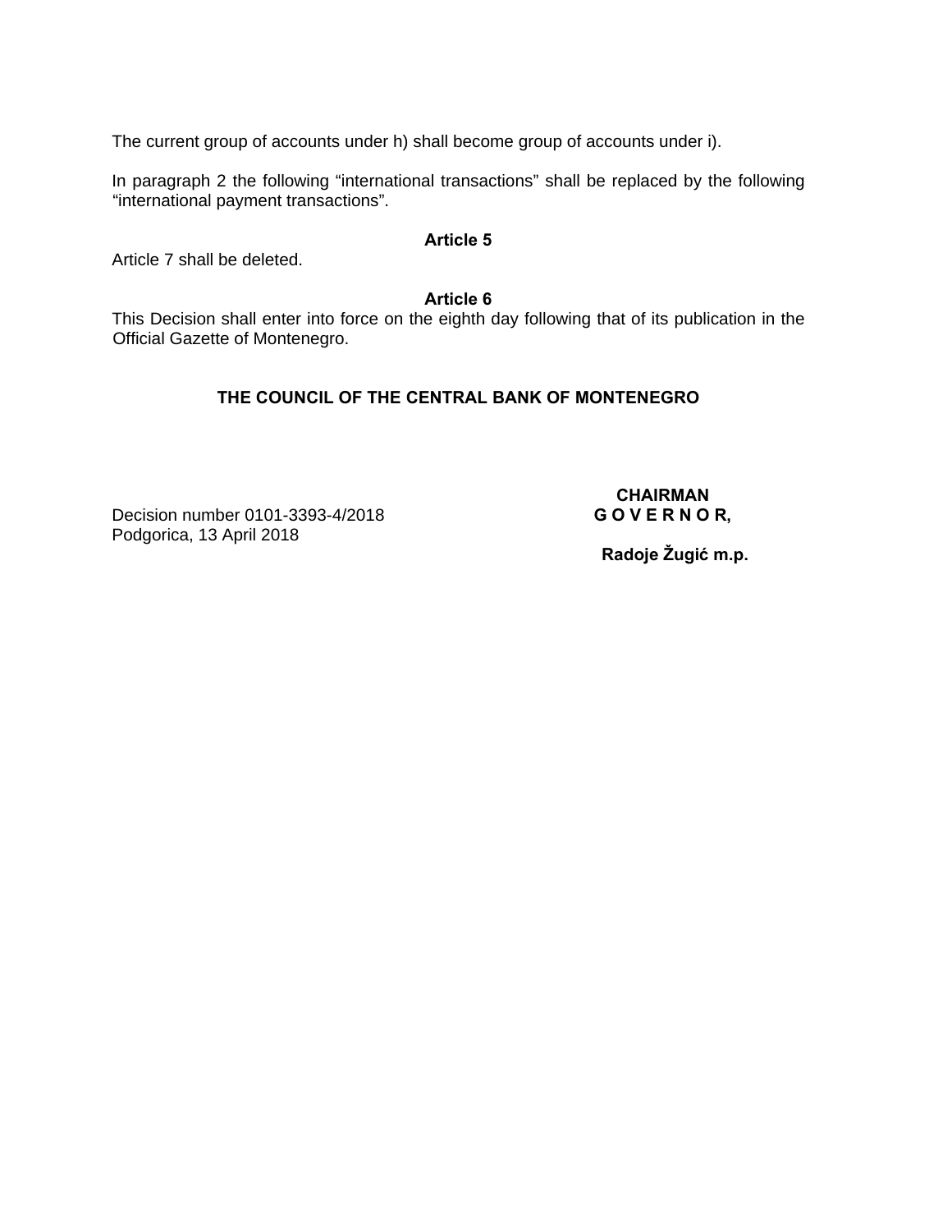The current group of accounts under h) shall become group of accounts under i).

In paragraph 2 the following “international transactions” shall be replaced by the following “international payment transactions”.

**Article 5**

Article 7 shall be deleted.

**Article 6**

This Decision shall enter into force on the eighth day following that of its publication in the Official Gazette of Montenegro.

**THE COUNCIL OF THE CENTRAL BANK OF MONTENEGRO**

Decision number 0101-3393-4/2018
Podgorica, 13 April 2018

**CHAIRMAN**
**G O V E R N O R,**

**Radoje Žugić m.p.**